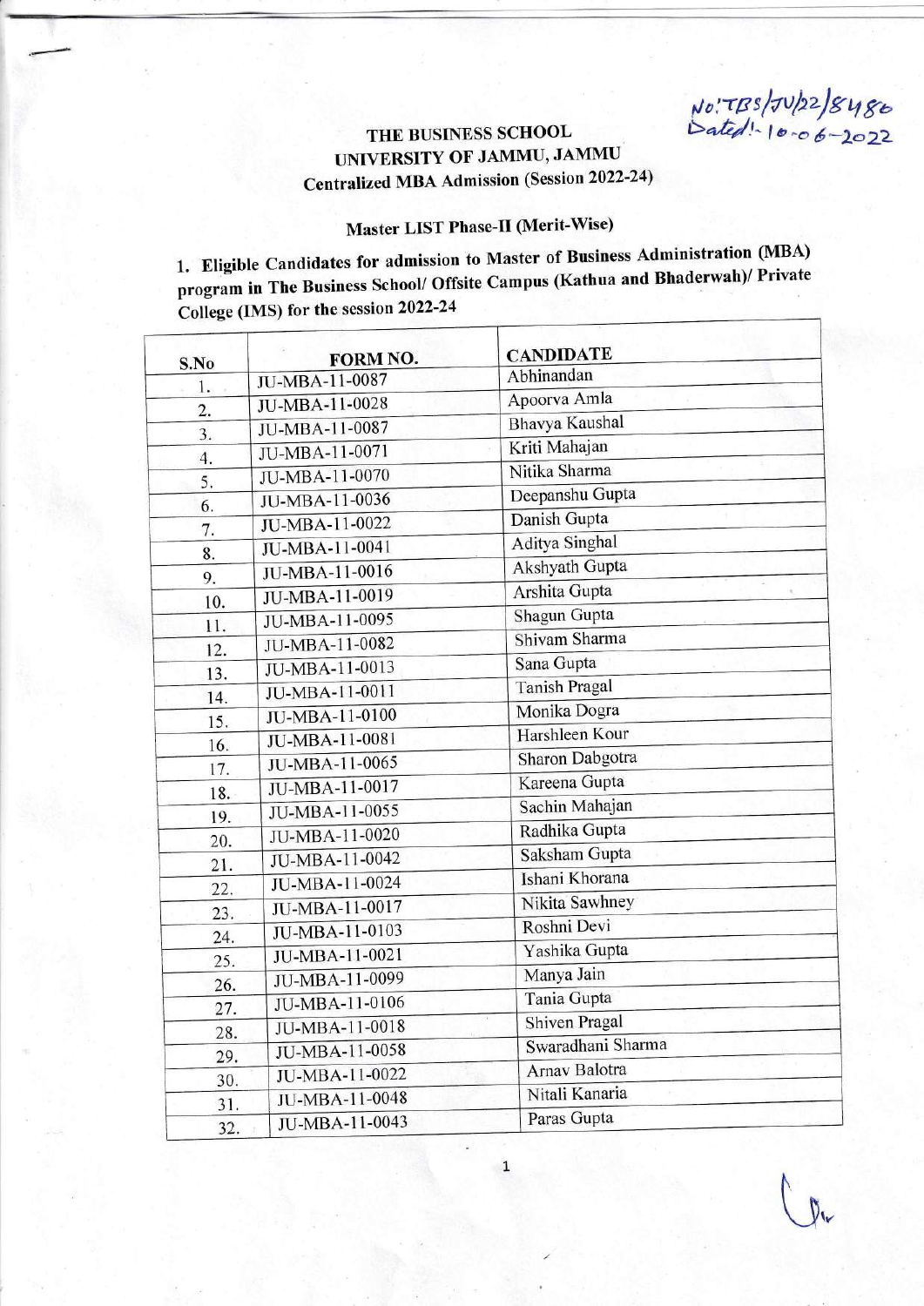No:TBS/JU/22/8480
Dated:- 10-06-2022

# THE BUSINESS SCHOOL
## UNIVERSITY OF JAMMU, JAMMU
### Centralized MBA Admission (Session 2022-24)

### Master LIST Phase-II (Merit-Wise)

**1. Eligible Candidates for admission to Master of Business Administration (MBA) program in The Business School/ Offsite Campus (Kathua and Bhaderwah)/ Private College (IMS) for the session 2022-24**

| S.No | FORM NO. | CANDIDATE |
|---|---|---|
| 1. | JU-MBA-11-0087 | Abhinandan |
| 2. | JU-MBA-11-0028 | Apoorva Amla |
| 3. | JU-MBA-11-0087 | Bhavya Kaushal |
| 4. | JU-MBA-11-0071 | Kriti Mahajan |
| 5. | JU-MBA-11-0070 | Nitika Sharma |
| 6. | JU-MBA-11-0036 | Deepanshu Gupta |
| 7. | JU-MBA-11-0022 | Danish Gupta |
| 8. | JU-MBA-11-0041 | Aditya Singhal |
| 9. | JU-MBA-11-0016 | Akshyath Gupta |
| 10. | JU-MBA-11-0019 | Arshita Gupta |
| 11. | JU-MBA-11-0095 | Shagun Gupta |
| 12. | JU-MBA-11-0082 | Shivam Sharma |
| 13. | JU-MBA-11-0013 | Sana Gupta |
| 14. | JU-MBA-11-0011 | Tanish Pragal |
| 15. | JU-MBA-11-0100 | Monika Dogra |
| 16. | JU-MBA-11-0081 | Harshleen Kour |
| 17. | JU-MBA-11-0065 | Sharon Dabgotra |
| 18. | JU-MBA-11-0017 | Kareena Gupta |
| 19. | JU-MBA-11-0055 | Sachin Mahajan |
| 20. | JU-MBA-11-0020 | Radhika Gupta |
| 21. | JU-MBA-11-0042 | Saksham Gupta |
| 22. | JU-MBA-11-0024 | Ishani Khorana |
| 23. | JU-MBA-11-0017 | Nikita Sawhney |
| 24. | JU-MBA-11-0103 | Roshni Devi |
| 25. | JU-MBA-11-0021 | Yashika Gupta |
| 26. | JU-MBA-11-0099 | Manya Jain |
| 27. | JU-MBA-11-0106 | Tania Gupta |
| 28. | JU-MBA-11-0018 | Shiven Pragal |
| 29. | JU-MBA-11-0058 | Swaradhani Sharma |
| 30. | JU-MBA-11-0022 | Arnav Balotra |
| 31. | JU-MBA-11-0048 | Nitali Kanaria |
| 32. | JU-MBA-11-0043 | Paras Gupta |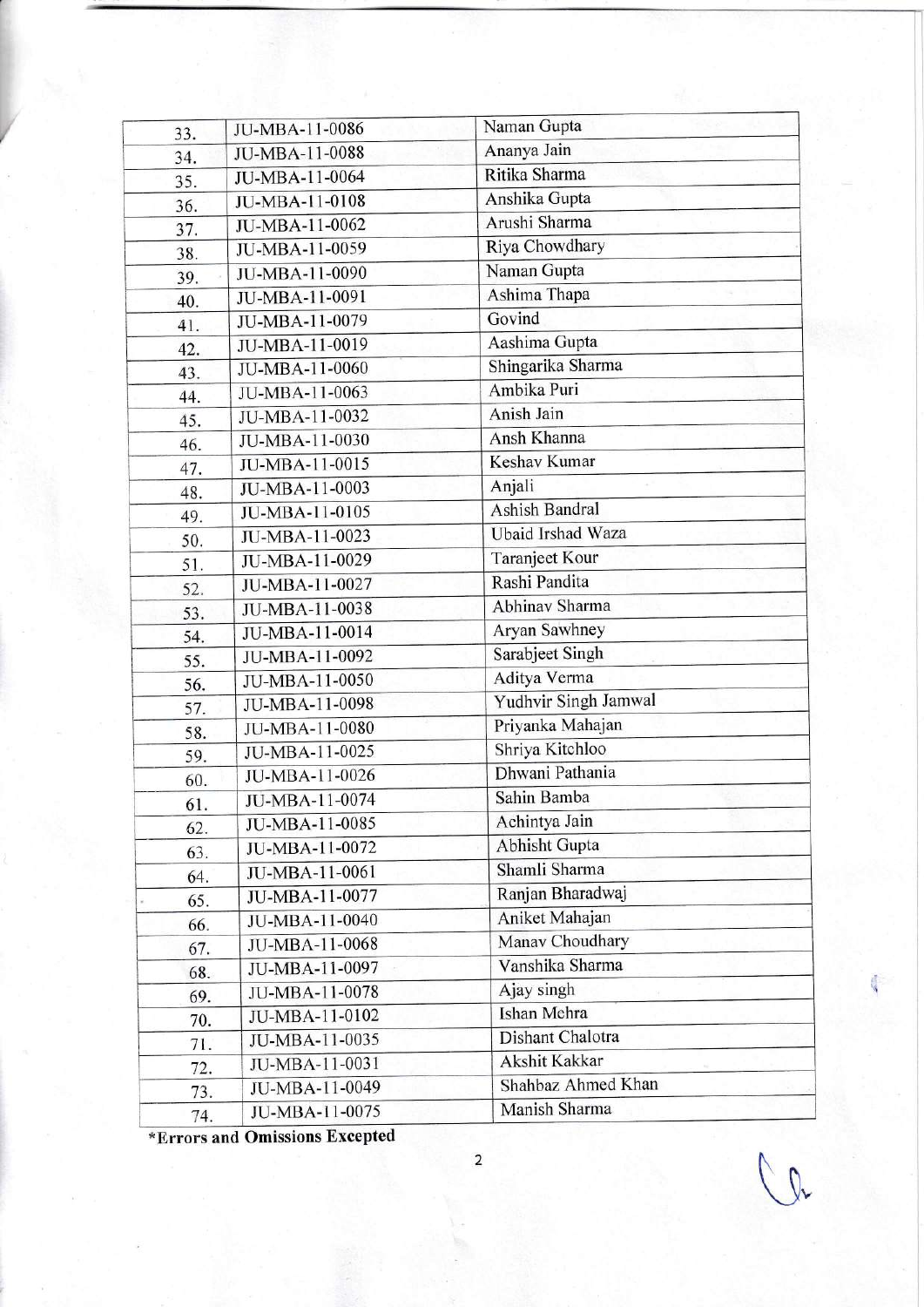| | | |
|---|---|---|
| 33. | JU-MBA-11-0086 | Naman Gupta |
| 34. | JU-MBA-11-0088 | Ananya Jain |
| 35. | JU-MBA-11-0064 | Ritika Sharma |
| 36. | JU-MBA-11-0108 | Anshika Gupta |
| 37. | JU-MBA-11-0062 | Arushi Sharma |
| 38. | JU-MBA-11-0059 | Riya Chowdhary |
| 39. | JU-MBA-11-0090 | Naman Gupta |
| 40. | JU-MBA-11-0091 | Ashima Thapa |
| 41. | JU-MBA-11-0079 | Govind |
| 42. | JU-MBA-11-0019 | Aashima Gupta |
| 43. | JU-MBA-11-0060 | Shingarika Sharma |
| 44. | JU-MBA-11-0063 | Ambika Puri |
| 45. | JU-MBA-11-0032 | Anish Jain |
| 46. | JU-MBA-11-0030 | Ansh Khanna |
| 47. | JU-MBA-11-0015 | Keshav Kumar |
| 48. | JU-MBA-11-0003 | Anjali |
| 49. | JU-MBA-11-0105 | Ashish Bandral |
| 50. | JU-MBA-11-0023 | Ubaid Irshad Waza |
| 51. | JU-MBA-11-0029 | Taranjeet Kour |
| 52. | JU-MBA-11-0027 | Rashi Pandita |
| 53. | JU-MBA-11-0038 | Abhinav Sharma |
| 54. | JU-MBA-11-0014 | Aryan Sawhney |
| 55. | JU-MBA-11-0092 | Sarabjeet Singh |
| 56. | JU-MBA-11-0050 | Aditya Verma |
| 57. | JU-MBA-11-0098 | Yudhvir Singh Jamwal |
| 58. | JU-MBA-11-0080 | Priyanka Mahajan |
| 59. | JU-MBA-11-0025 | Shriya Kitchloo |
| 60. | JU-MBA-11-0026 | Dhwani Pathania |
| 61. | JU-MBA-11-0074 | Sahin Bamba |
| 62. | JU-MBA-11-0085 | Achintya Jain |
| 63. | JU-MBA-11-0072 | Abhisht Gupta |
| 64. | JU-MBA-11-0061 | Shamli Sharma |
| 65. | JU-MBA-11-0077 | Ranjan Bharadwaj |
| 66. | JU-MBA-11-0040 | Aniket Mahajan |
| 67. | JU-MBA-11-0068 | Manav Choudhary |
| 68. | JU-MBA-11-0097 | Vanshika Sharma |
| 69. | JU-MBA-11-0078 | Ajay singh |
| 70. | JU-MBA-11-0102 | Ishan Mehra |
| 71. | JU-MBA-11-0035 | Dishant Chalotra |
| 72. | JU-MBA-11-0031 | Akshit Kakkar |
| 73. | JU-MBA-11-0049 | Shahbaz Ahmed Khan |
| 74. | JU-MBA-11-0075 | Manish Sharma |

**\*Errors and Omissions Excepted**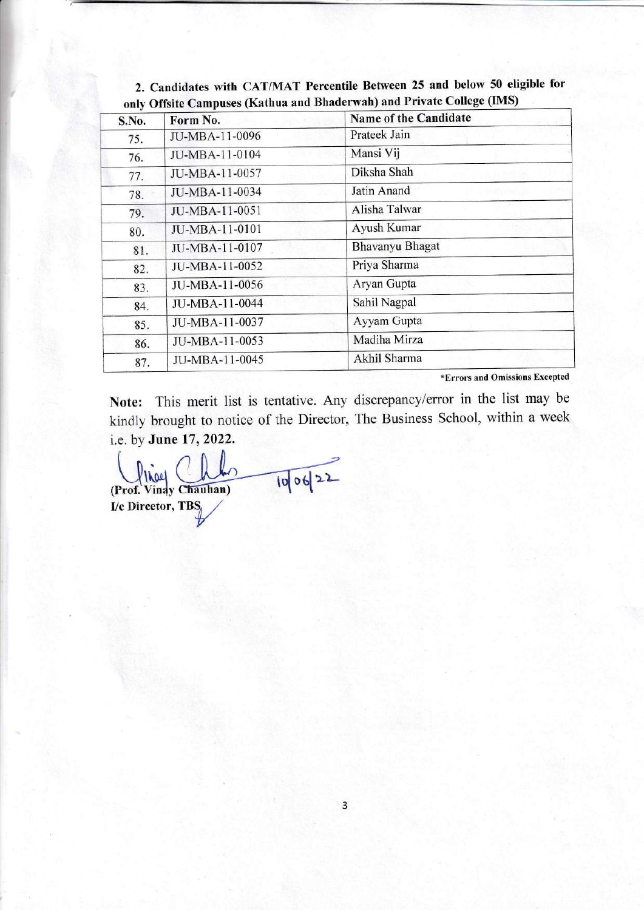**2. Candidates with CAT/MAT Percentile Between 25 and below 50 eligible for only Offsite Campuses (Kathua and Bhaderwah) and Private College (IMS)**

| S.No. | Form No. | Name of the Candidate |
|---|---|---|
| 75. | JU-MBA-11-0096 | Prateek Jain |
| 76. | JU-MBA-11-0104 | Mansi Vij |
| 77. | JU-MBA-11-0057 | Diksha Shah |
| 78. | JU-MBA-11-0034 | Jatin Anand |
| 79. | JU-MBA-11-0051 | Alisha Talwar |
| 80. | JU-MBA-11-0101 | Ayush Kumar |
| 81. | JU-MBA-11-0107 | Bhavanyu Bhagat |
| 82. | JU-MBA-11-0052 | Priya Sharma |
| 83. | JU-MBA-11-0056 | Aryan Gupta |
| 84. | JU-MBA-11-0044 | Sahil Nagpal |
| 85. | JU-MBA-11-0037 | Ayyam Gupta |
| 86. | JU-MBA-11-0053 | Madiha Mirza |
| 87. | JU-MBA-11-0045 | Akhil Sharma |

*Errors and Omissions Excepted

**Note:** This merit list is tentative. Any discrepancy/error in the list may be kindly brought to notice of the Director, The Business School, within a week i.e. by **June 17, 2022.**

10/06/22

**(Prof. Vinay Chauhan)**
**I/c Director, TBS**